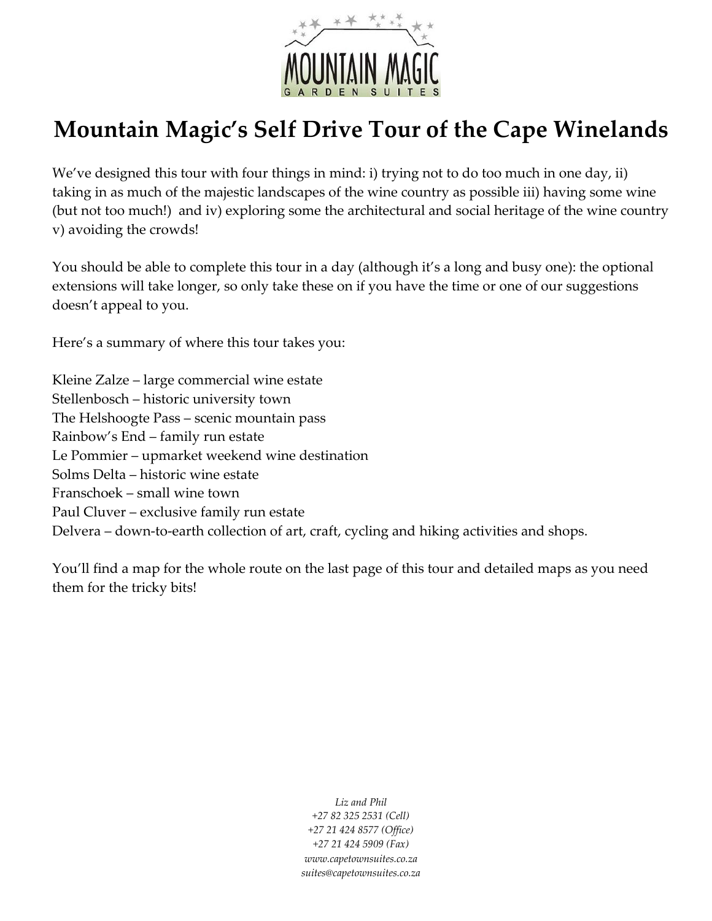# Mountain Magic's Self Drive Tour of the Cape Winelands

We've designed this tour with four things in mind: i) trying not to do too much in one day, ii) taking in as much of the majestic landscapes of the wine country as possible iii) having some wine (but not too much!) and iv) exploring some the architectural and social heritage of the wine country v) avoiding the crowds!

You should be able to complete this tour in a day (although it's a long and busy one): the optional extensions will take longer, so only take these on if you have the time or one of our suggestions doesn't appeal to you.

Here's a summary of where this tour takes you:

Kleine Zalze – large commercial wine estate  
Stellenbosch – historic university town  
The Helshoogte Pass – scenic mountain pass  
Rainbow's End – family run estate  
Le Pommier – upmarket weekend wine destination  
Solms Delta – historic wine estate  
Franschoek – small wine town  
Paul Cluver – exclusive family run estate  
Delvera – down-to-earth collection of art, craft, cycling and hiking activities and shops.

You'll find a map for the whole route on the last page of this tour and detailed maps as you need them for the tricky bits!

*Liz and Phil*  
*+27 82 325 2531 (Cell)*  
*+27 21 424 8577 (Office)*  
*+27 21 424 5909 (Fax)*  
*www.capetownsuites.co.za*  
*suites@capetownsuites.co.za*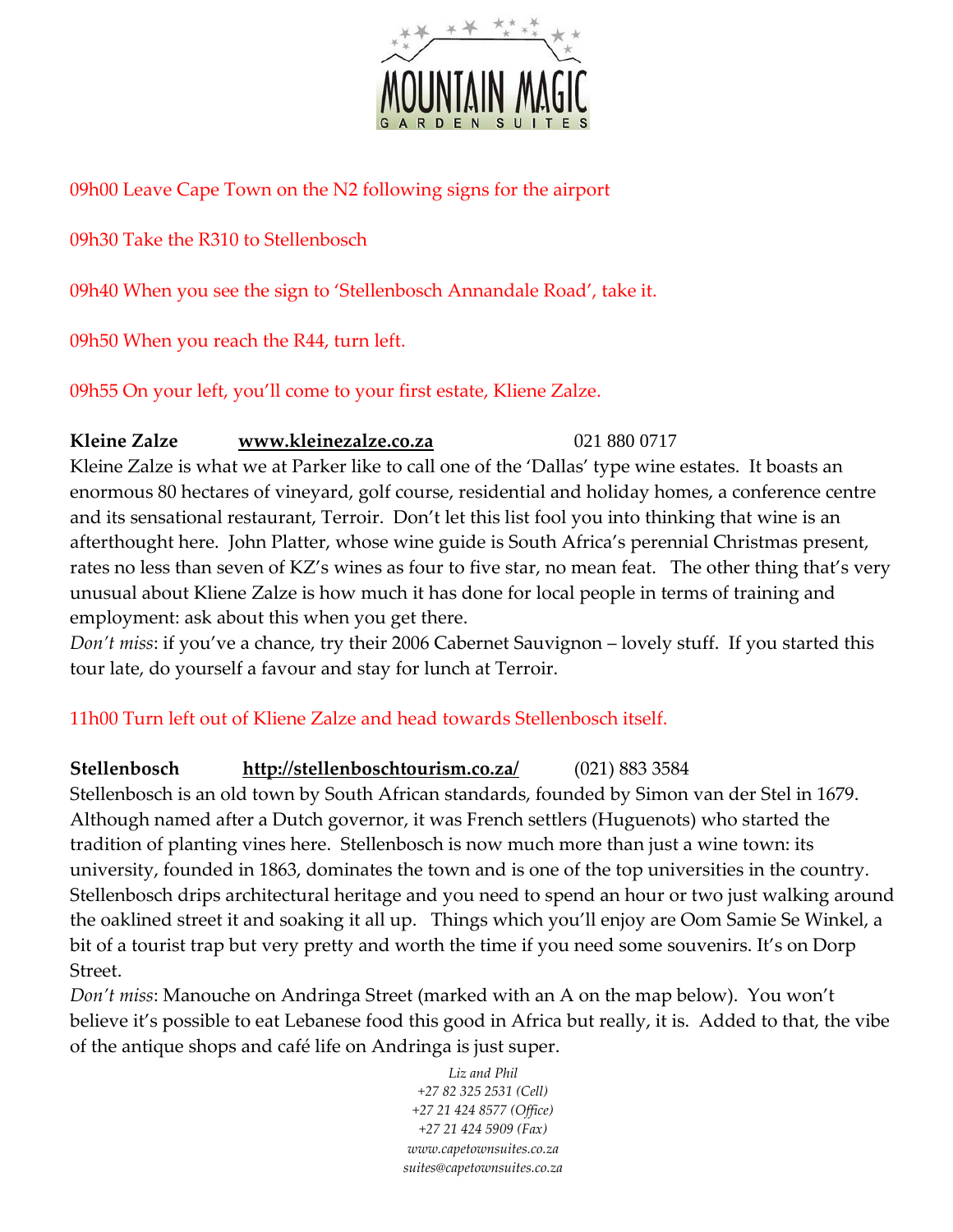09h00 Leave Cape Town on the N2 following signs for the airport

09h30 Take the R310 to Stellenbosch

09h40 When you see the sign to 'Stellenbosch Annandale Road', take it.

09h50 When you reach the R44, turn left.

09h55 On your left, you'll come to your first estate, Kliene Zalze.

**Kleine Zalze** **www.kleinezalze.co.za** 021 880 0717

Kleine Zalze is what we at Parker like to call one of the 'Dallas' type wine estates. It boasts an enormous 80 hectares of vineyard, golf course, residential and holiday homes, a conference centre and its sensational restaurant, Terroir. Don't let this list fool you into thinking that wine is an afterthought here. John Platter, whose wine guide is South Africa's perennial Christmas present, rates no less than seven of KZ's wines as four to five star, no mean feat. The other thing that's very unusual about Kliene Zalze is how much it has done for local people in terms of training and employment: ask about this when you get there.

*Don't miss*: if you've a chance, try their 2006 Cabernet Sauvignon – lovely stuff. If you started this tour late, do yourself a favour and stay for lunch at Terroir.

11h00 Turn left out of Kliene Zalze and head towards Stellenbosch itself.

**Stellenbosch** **http://stellenboschtourism.co.za/** (021) 883 3584

Stellenbosch is an old town by South African standards, founded by Simon van der Stel in 1679. Although named after a Dutch governor, it was French settlers (Huguenots) who started the tradition of planting vines here. Stellenbosch is now much more than just a wine town: its university, founded in 1863, dominates the town and is one of the top universities in the country. Stellenbosch drips architectural heritage and you need to spend an hour or two just walking around the oaklined street it and soaking it all up. Things which you'll enjoy are Oom Samie Se Winkel, a bit of a tourist trap but very pretty and worth the time if you need some souvenirs. It's on Dorp Street.

*Don't miss*: Manouche on Andringa Street (marked with an A on the map below). You won't believe it's possible to eat Lebanese food this good in Africa but really, it is. Added to that, the vibe of the antique shops and café life on Andringa is just super.

*Liz and Phil*
*+27 82 325 2531 (Cell)*
*+27 21 424 8577 (Office)*
*+27 21 424 5909 (Fax)*
*www.capetownsuites.co.za*
*suites@capetownsuites.co.za*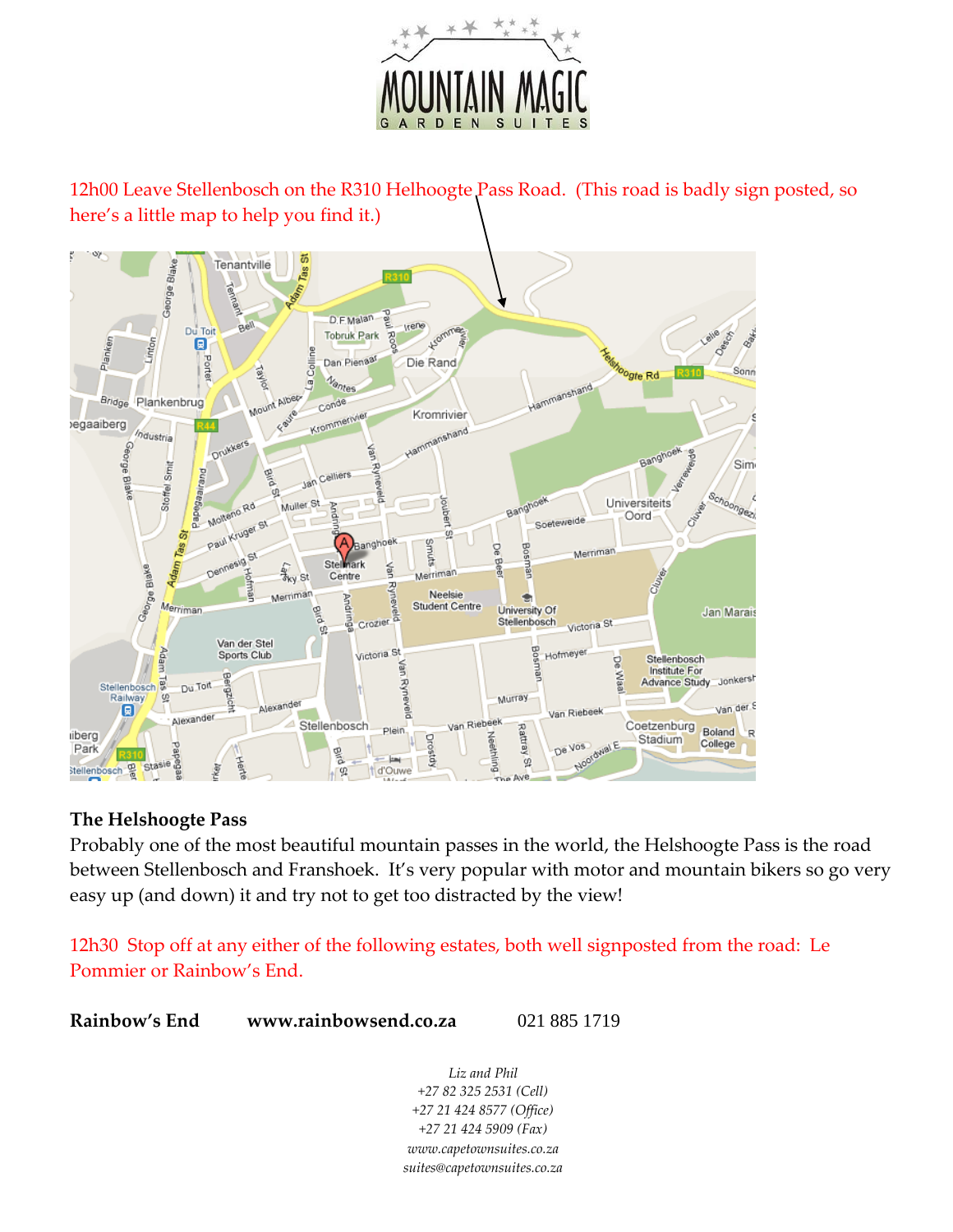12h00 Leave Stellenbosch on the R310 Helhoogte Pass Road. (This road is badly sign posted, so here's a little map to help you find it.)

**The Helshoogte Pass**

Probably one of the most beautiful mountain passes in the world, the Helshoogte Pass is the road between Stellenbosch and Franshoek. It's very popular with motor and mountain bikers so go very easy up (and down) it and try not to get too distracted by the view!

12h30 Stop off at any either of the following estates, both well signposted from the road: Le Pommier or Rainbow's End.

**Rainbow's End** **www.rainbowsend.co.za** 021 885 1719

*Liz and Phil*
*+27 82 325 2531 (Cell)*
*+27 21 424 8577 (Office)*
*+27 21 424 5909 (Fax)*
*www.capetownsuites.co.za*
*suites@capetownsuites.co.za*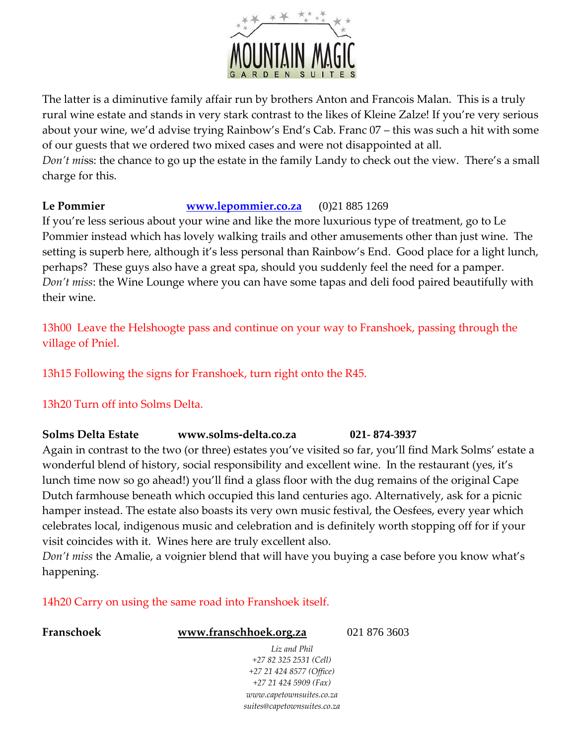The latter is a diminutive family affair run by brothers Anton and Francois Malan. This is a truly rural wine estate and stands in very stark contrast to the likes of Kleine Zalze! If you're very serious about your wine, we'd advise trying Rainbow's End's Cab. Franc 07 – this was such a hit with some of our guests that we ordered two mixed cases and were not disappointed at all.
*Don't miss*: the chance to go up the estate in the family Landy to check out the view. There's a small charge for this.

**Le Pommier** **[www.lepommier.co.za](http://www.lepommier.co.za)** (0)21 885 1269
If you're less serious about your wine and like the more luxurious type of treatment, go to Le Pommier instead which has lovely walking trails and other amusements other than just wine. The setting is superb here, although it's less personal than Rainbow's End. Good place for a light lunch, perhaps? These guys also have a great spa, should you suddenly feel the need for a pamper.
*Don't miss*: the Wine Lounge where you can have some tapas and deli food paired beautifully with their wine.

13h00 Leave the Helshoogte pass and continue on your way to Franshoek, passing through the village of Pniel.

13h15 Following the signs for Franshoek, turn right onto the R45.

13h20 Turn off into Solms Delta.

**Solms Delta Estate** **www.solms-delta.co.za** **021- 874-3937**
Again in contrast to the two (or three) estates you've visited so far, you'll find Mark Solms' estate a wonderful blend of history, social responsibility and excellent wine. In the restaurant (yes, it's lunch time now so go ahead!) you'll find a glass floor with the dug remains of the original Cape Dutch farmhouse beneath which occupied this land centuries ago. Alternatively, ask for a picnic hamper instead. The estate also boasts its very own music festival, the Oesfees, every year which celebrates local, indigenous music and celebration and is definitely worth stopping off for if your visit coincides with it. Wines here are truly excellent also.
*Don't miss* the Amalie, a voignier blend that will have you buying a case before you know what's happening.

14h20 Carry on using the same road into Franshoek itself.

**Franschoek** **www.franschhoek.org.za** 021 876 3603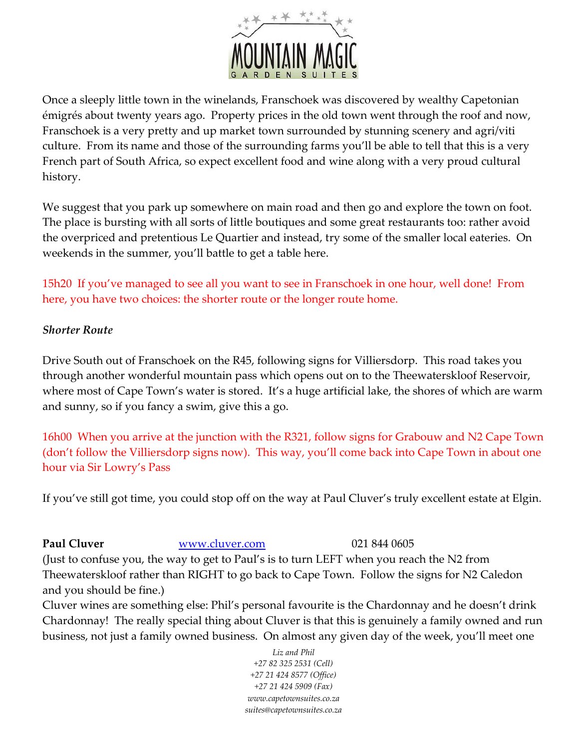Once a sleepy little town in the winelands, Franschoek was discovered by wealthy Capetonian émigrés about twenty years ago. Property prices in the old town went through the roof and now, Franschoek is a very pretty and up market town surrounded by stunning scenery and agri/viti culture. From its name and those of the surrounding farms you'll be able to tell that this is a very French part of South Africa, so expect excellent food and wine along with a very proud cultural history.

We suggest that you park up somewhere on main road and then go and explore the town on foot. The place is bursting with all sorts of little boutiques and some great restaurants too: rather avoid the overpriced and pretentious Le Quartier and instead, try some of the smaller local eateries. On weekends in the summer, you'll battle to get a table here.

15h20 If you've managed to see all you want to see in Franschoek in one hour, well done! From here, you have two choices: the shorter route or the longer route home.

*Shorter Route*

Drive South out of Franschoek on the R45, following signs for Villiersdorp. This road takes you through another wonderful mountain pass which opens out on to the Theewaterskloof Reservoir, where most of Cape Town's water is stored. It's a huge artificial lake, the shores of which are warm and sunny, so if you fancy a swim, give this a go.

16h00 When you arrive at the junction with the R321, follow signs for Grabouw and N2 Cape Town (don't follow the Villiersdorp signs now). This way, you'll come back into Cape Town in about one hour via Sir Lowry's Pass

If you've still got time, you could stop off on the way at Paul Cluver's truly excellent estate at Elgin.

**Paul Cluver** www.cluver.com 021 844 0605

(Just to confuse you, the way to get to Paul's is to turn LEFT when you reach the N2 from Theewaterskloof rather than RIGHT to go back to Cape Town. Follow the signs for N2 Caledon and you should be fine.)

Cluver wines are something else: Phil's personal favourite is the Chardonnay and he doesn't drink Chardonnay! The really special thing about Cluver is that this is genuinely a family owned and run business, not just a family owned business. On almost any given day of the week, you'll meet one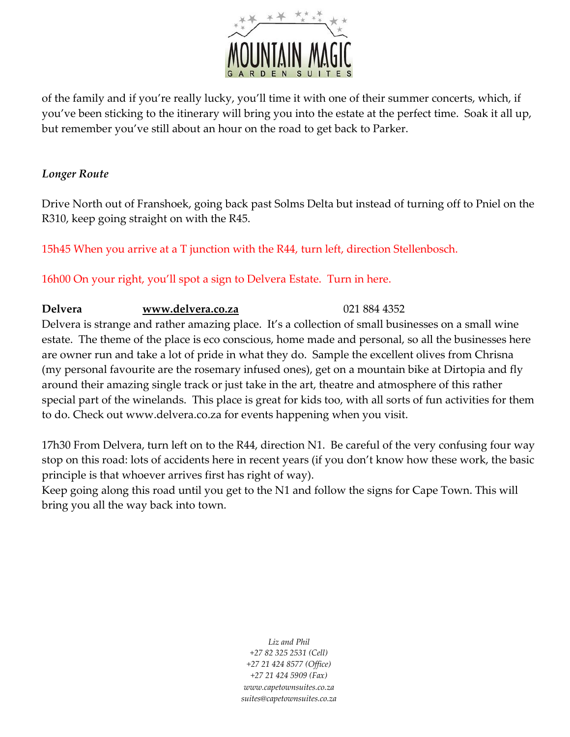of the family and if you're really lucky, you'll time it with one of their summer concerts, which, if you've been sticking to the itinerary will bring you into the estate at the perfect time. Soak it all up, but remember you've still about an hour on the road to get back to Parker.

*Longer Route*

Drive North out of Franshoek, going back past Solms Delta but instead of turning off to Pniel on the R310, keep going straight on with the R45.

15h45 When you arrive at a T junction with the R44, turn left, direction Stellenbosch.

16h00 On your right, you'll spot a sign to Delvera Estate. Turn in here.

**Delvera** www.delvera.co.za 021 884 4352

Delvera is strange and rather amazing place. It's a collection of small businesses on a small wine estate. The theme of the place is eco conscious, home made and personal, so all the businesses here are owner run and take a lot of pride in what they do. Sample the excellent olives from Chrisna (my personal favourite are the rosemary infused ones), get on a mountain bike at Dirtopia and fly around their amazing single track or just take in the art, theatre and atmosphere of this rather special part of the winelands. This place is great for kids too, with all sorts of fun activities for them to do. Check out www.delvera.co.za for events happening when you visit.

17h30 From Delvera, turn left on to the R44, direction N1. Be careful of the very confusing four way stop on this road: lots of accidents here in recent years (if you don't know how these work, the basic principle is that whoever arrives first has right of way).
Keep going along this road until you get to the N1 and follow the signs for Cape Town. This will bring you all the way back into town.